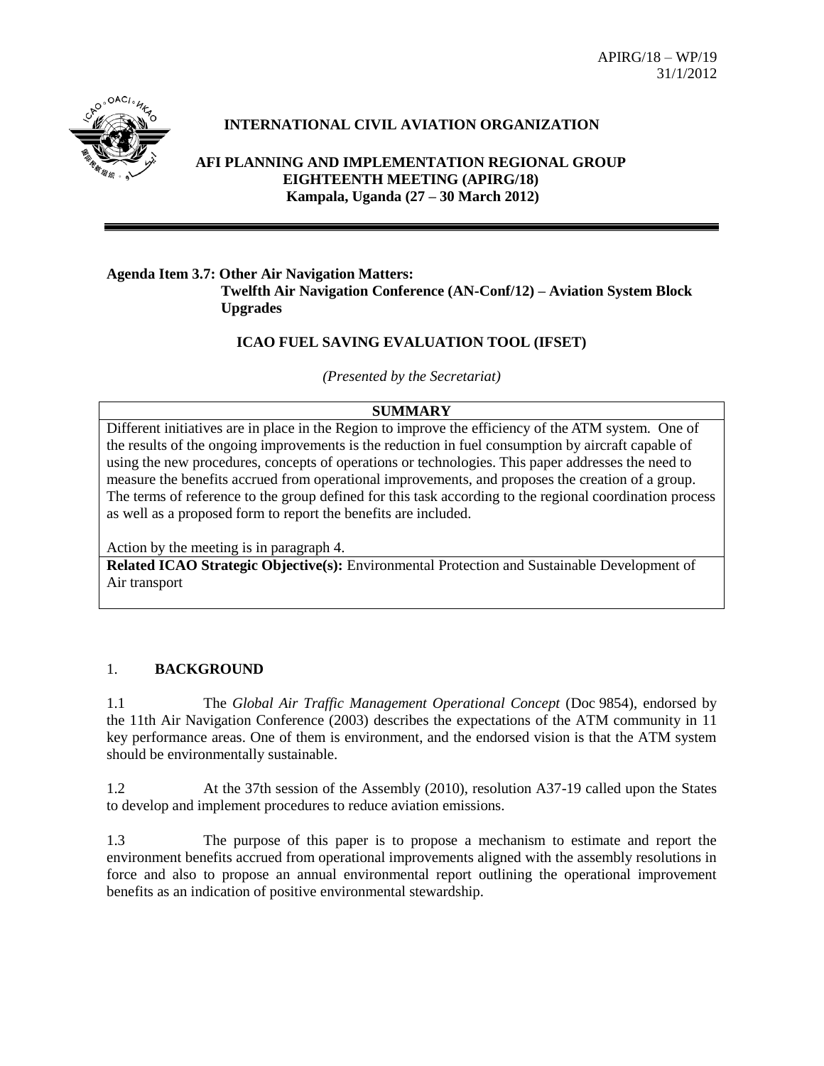APIRG/18 – WP/19
31/1/2012

# INTERNATIONAL CIVIL AVIATION ORGANIZATION

## AFI PLANNING AND IMPLEMENTATION REGIONAL GROUP EIGHTEENTH MEETING (APIRG/18) Kampala, Uganda (27 – 30 March 2012)

**Agenda Item 3.7: Other Air Navigation Matters: Twelfth Air Navigation Conference (AN-Conf/12) – Aviation System Block Upgrades**

### ICAO FUEL SAVING EVALUATION TOOL (IFSET)

*(Presented by the Secretariat)*

| **SUMMARY** |
| --- |
| Different initiatives are in place in the Region to improve the efficiency of the ATM system. One of the results of the ongoing improvements is the reduction in fuel consumption by aircraft capable of using the new procedures, concepts of operations or technologies. This paper addresses the need to measure the benefits accrued from operational improvements, and proposes the creation of a group. The terms of reference to the group defined for this task according to the regional coordination process as well as a proposed form to report the benefits are included.<br><br>Action by the meeting is in paragraph 4. |
| **Related ICAO Strategic Objective(s):** Environmental Protection and Sustainable Development of Air transport |

## 1. BACKGROUND

1.1 The *Global Air Traffic Management Operational Concept* (Doc 9854), endorsed by the 11th Air Navigation Conference (2003) describes the expectations of the ATM community in 11 key performance areas. One of them is environment, and the endorsed vision is that the ATM system should be environmentally sustainable.

1.2 At the 37th session of the Assembly (2010), resolution A37-19 called upon the States to develop and implement procedures to reduce aviation emissions.

1.3 The purpose of this paper is to propose a mechanism to estimate and report the environment benefits accrued from operational improvements aligned with the assembly resolutions in force and also to propose an annual environmental report outlining the operational improvement benefits as an indication of positive environmental stewardship.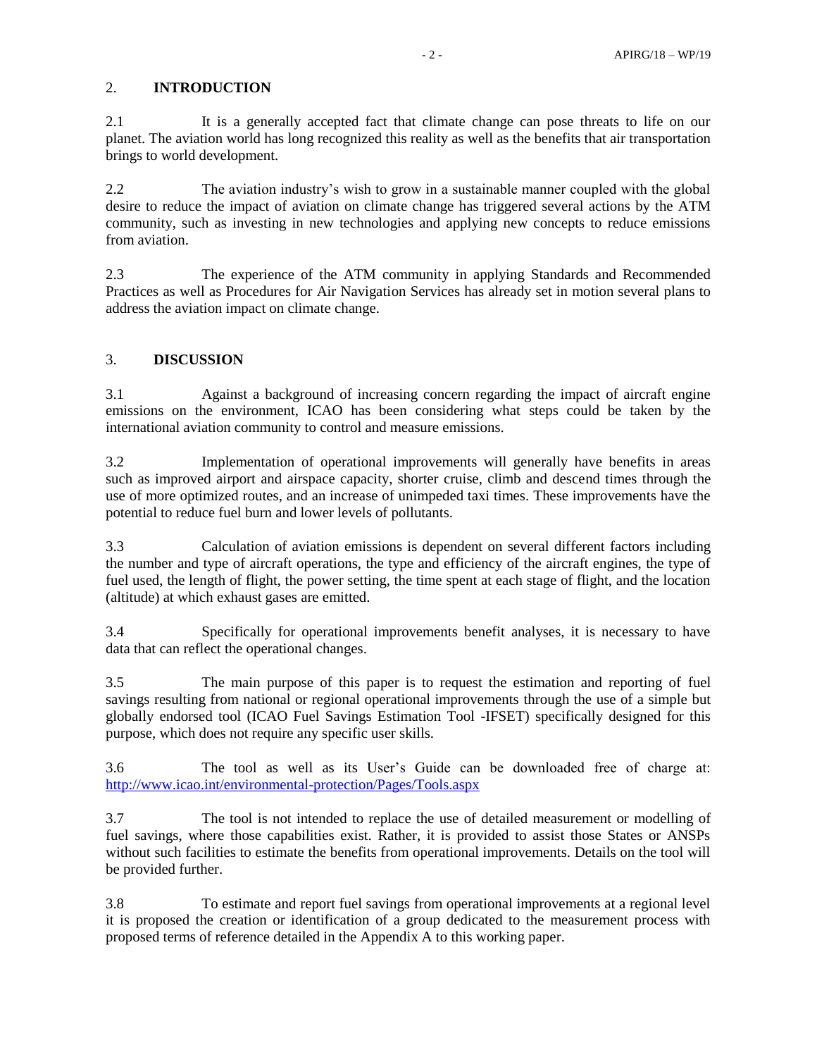## 2. INTRODUCTION

2.1 It is a generally accepted fact that climate change can pose threats to life on our planet. The aviation world has long recognized this reality as well the benefits that air transportation brings to world development.

2.2 The aviation industry's wish to grow in a sustainable manner coupled with the global desire to reduce the impact of aviation on climate change has triggered several actions by the ATM community, such as investing in new technologies and applying new concepts to reduce emissions from aviation.

2.3 The experience of the ATM community in applying Standards and Recommended Practices as well as Procedures for Air Navigation Services has already set in motion several plans to address the aviation impact on climate change.

## 3. DISCUSSION

3.1 Against a background of increasing concern regarding the impact of aircraft engine emissions on the environment, ICAO has been considering what steps could be taken by the international aviation community to control and measure emissions.

3.2 Implementation of operational improvements will generally have benefits in areas such as improved airport and airspace capacity, shorter cruise, climb and descend times through the use of more optimized routes, and an increase of unimpeded taxi times. These improvements have the potential to reduce fuel burn and lower levels of pollutants.

3.3 Calculation of aviation emissions is dependent on several different factors including the number and type of aircraft operations, the type and efficiency of the aircraft engines, the type of fuel used, the length of flight, the power setting, the time spent at each stage of flight, and the location (altitude) at which exhaust gases are emitted.

3.4 Specifically for operational improvements benefit analyses, it is necessary to have data that can reflect the operational changes.

3.5 The main purpose of this paper is to request the estimation and reporting of fuel savings resulting from national or regional operational improvements through the use of a simple but globally endorsed tool (ICAO Fuel Savings Estimation Tool -IFSET) specifically designed for this purpose, which does not require any specific user skills.

3.6 The tool as well as its User's Guide can be downloaded free of charge at: [http://www.icao.int/environmental-protection/Pages/Tools.aspx](http://www.icao.int/environmental-protection/Pages/Tools.aspx)

3.7 The tool is not intended to replace the use of detailed measurement or modelling of fuel savings, where those capabilities exist. Rather, it is provided to assist those States or ANSPs without such facilities to estimate the benefits from operational improvements. Details on the tool will be provided further.

3.8 To estimate and report fuel savings from operational improvements at a regional level it is proposed the creation or identification of a group dedicated to the measurement process with proposed terms of reference detailed in the Appendix A to this working paper.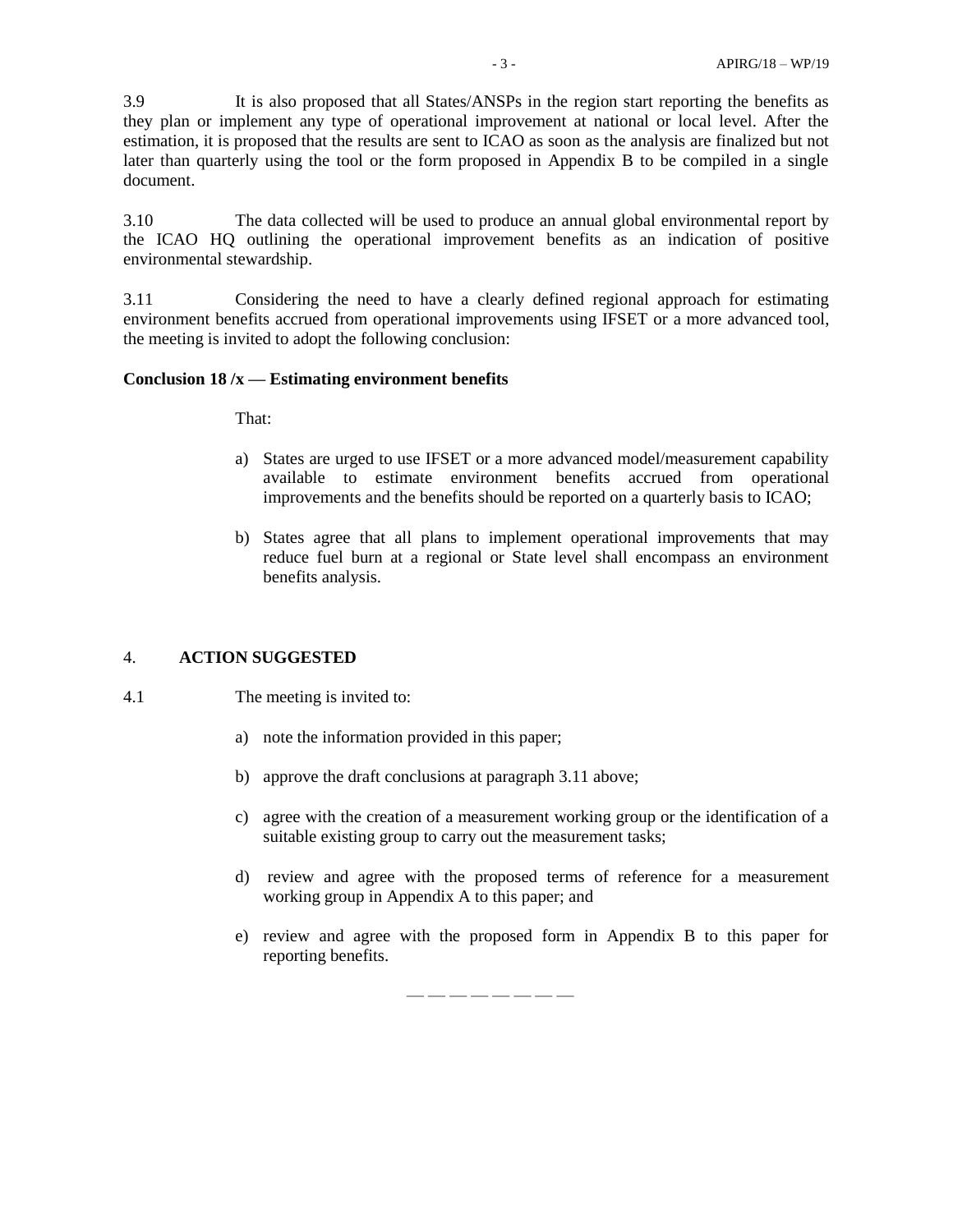3.9 It is also proposed that all States/ANSPs in the region start reporting the benefits as they plan or implement any type of operational improvement at national or local level. After the estimation, it is proposed that the results are sent to ICAO as soon as the analysis are finalized but not later than quarterly using the tool or the form proposed in Appendix B to be compiled in a single document.

3.10 The data collected will be used to produce an annual global environmental report by the ICAO HQ outlining the operational improvement benefits as an indication of positive environmental stewardship.

3.11 Considering the need to have a clearly defined regional approach for estimating environment benefits accrued from operational improvements using IFSET or a more advanced tool, the meeting is invited to adopt the following conclusion:

**Conclusion 18 /x — Estimating environment benefits**

That:

a) States are urged to use IFSET or a more advanced model/measurement capability available to estimate environment benefits accrued from operational improvements and the benefits should be reported on a quarterly basis to ICAO;

b) States agree that all plans to implement operational improvements that may reduce fuel burn at a regional or State level shall encompass an environment benefits analysis.

## 4. ACTION SUGGESTED

4.1 The meeting is invited to:

a) note the information provided in this paper;

b) approve the draft conclusions at paragraph 3.11 above;

c) agree with the creation of a measurement working group or the identification of a suitable existing group to carry out the measurement tasks;

d) review and agree with the proposed terms of reference for a measurement working group in Appendix A to this paper; and

e) review and agree with the proposed form in Appendix B to this paper for reporting benefits.

— — — — — — — —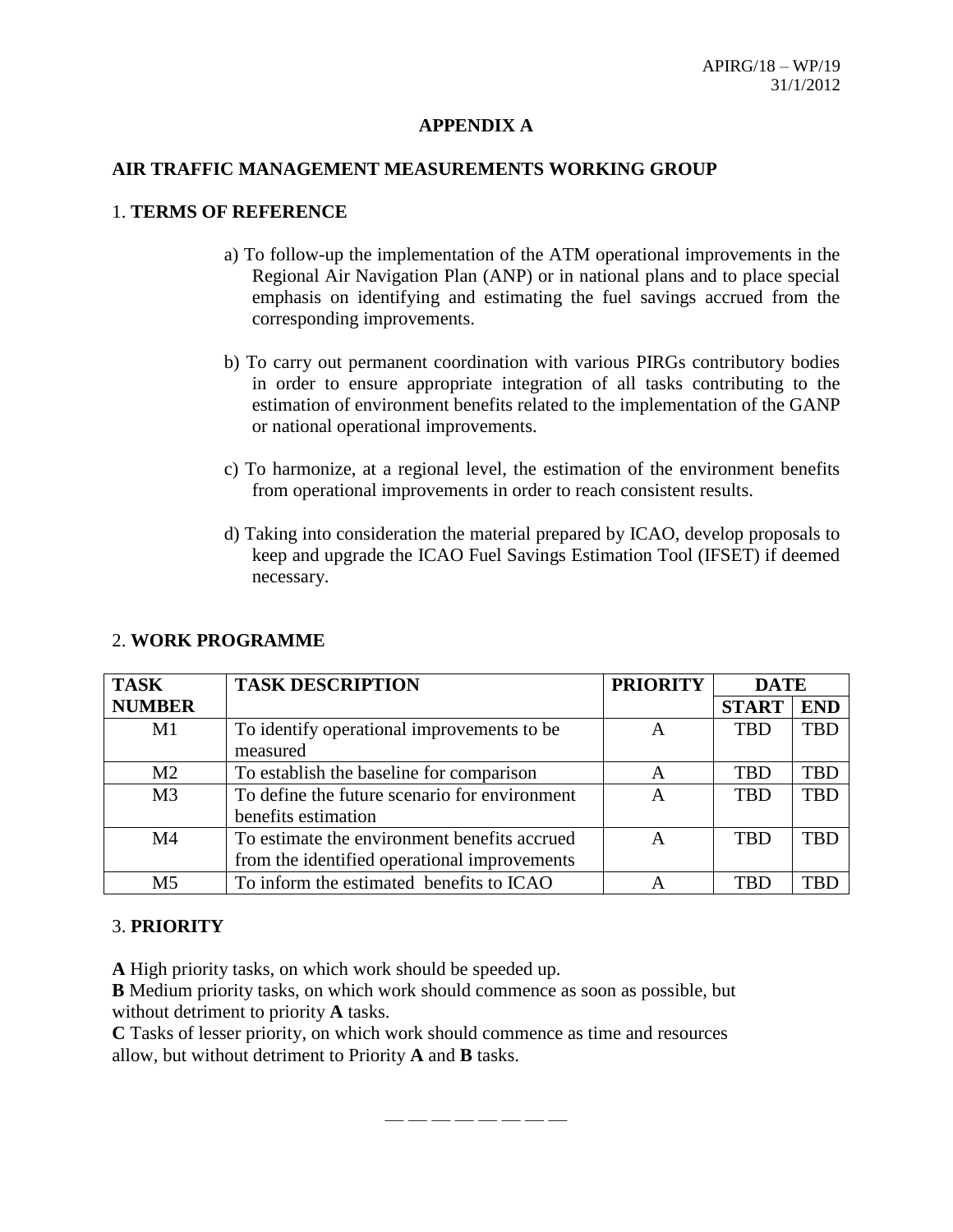## APPENDIX A

## AIR TRAFFIC MANAGEMENT MEASUREMENTS WORKING GROUP

### 1. TERMS OF REFERENCE

a) To follow-up the implementation of the ATM operational improvements in the Regional Air Navigation Plan (ANP) or in national plans and to place special emphasis on identifying and estimating the fuel savings accrued from the corresponding improvements.

b) To carry out permanent coordination with various PIRGs contributory bodies in order to ensure appropriate integration of all tasks contributing to the estimation of environment benefits related to the implementation of the GANP or national operational improvements.

c) To harmonize, at a regional level, the estimation of the environment benefits from operational improvements in order to reach consistent results.

d) Taking into consideration the material prepared by ICAO, develop proposals to keep and upgrade the ICAO Fuel Savings Estimation Tool (IFSET) if deemed necessary.

### 2. WORK PROGRAMME

| TASK NUMBER | TASK DESCRIPTION | PRIORITY | DATE | |
|---|---|---|---|---|
| | | | START | END |
| M1 | To identify operational improvements to be measured | A | TBD | TBD |
| M2 | To establish the baseline for comparison | A | TBD | TBD |
| M3 | To define the future scenario for environment benefits estimation | A | TBD | TBD |
| M4 | To estimate the environment benefits accrued from the identified operational improvements | A | TBD | TBD |
| M5 | To inform the estimated benefits to ICAO | A | TBD | TBD |

### 3. PRIORITY

**A** High priority tasks, on which work should be speeded up.
**B** Medium priority tasks, on which work should commence as soon as possible, but without detriment to priority **A** tasks.
**C** Tasks of lesser priority, on which work should commence as time and resources allow, but without detriment to Priority **A** and **B** tasks.

— — — — — — — —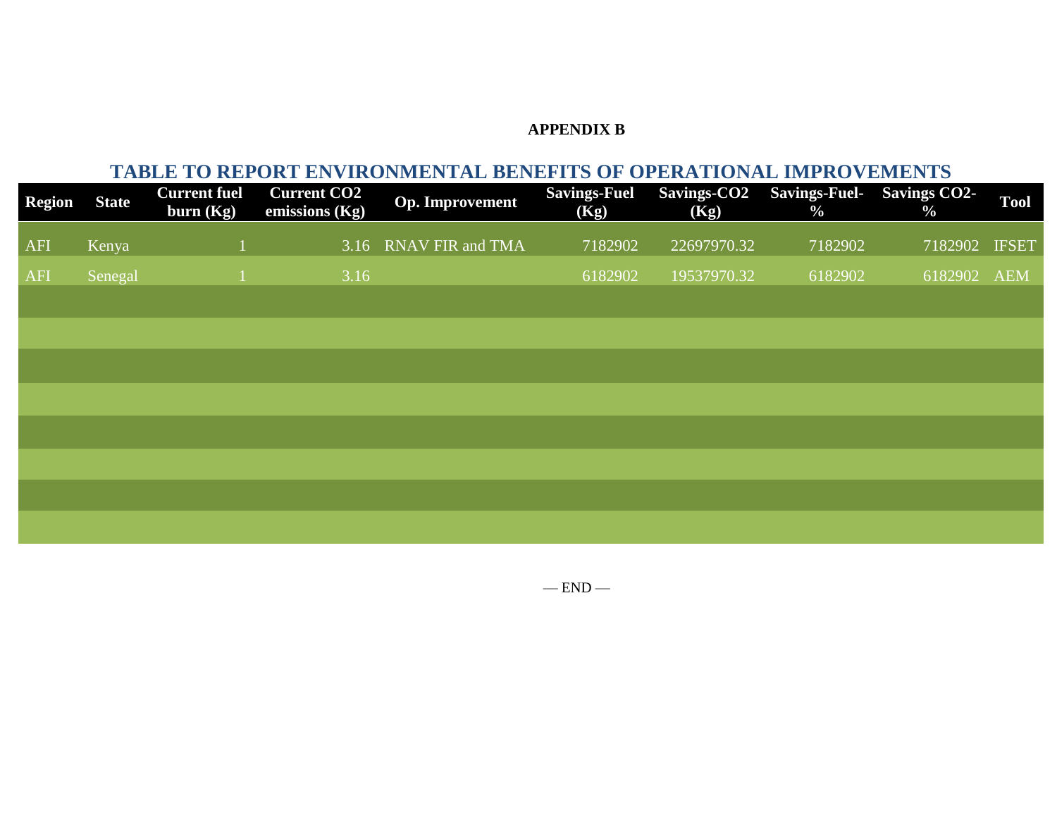**APPENDIX B**

## TABLE TO REPORT ENVIRONMENTAL BENEFITS OF OPERATIONAL IMPROVEMENTS

| Region | State | Current fuel burn (Kg) | Current CO2 emissions (Kg) | Op. Improvement | Savings-Fuel (Kg) | Savings-CO2 (Kg) | Savings-Fuel-% | Savings CO2-% | Tool |
|---|---|---|---|---|---|---|---|---|---|
| AFI | Kenya | 1 | 3.16 | RNAV FIR and TMA | 7182902 | 22697970.32 | 7182902 | 7182902 | IFSET |
| AFI | Senegal | 1 | 3.16 | | 6182902 | 19537970.32 | 6182902 | 6182902 | AEM |
| | | | | | | | | | |
| | | | | | | | | | |
| | | | | | | | | | |
| | | | | | | | | | |
| | | | | | | | | | |
| | | | | | | | | | |
| | | | | | | | | | |
| | | | | | | | | | |

— END —